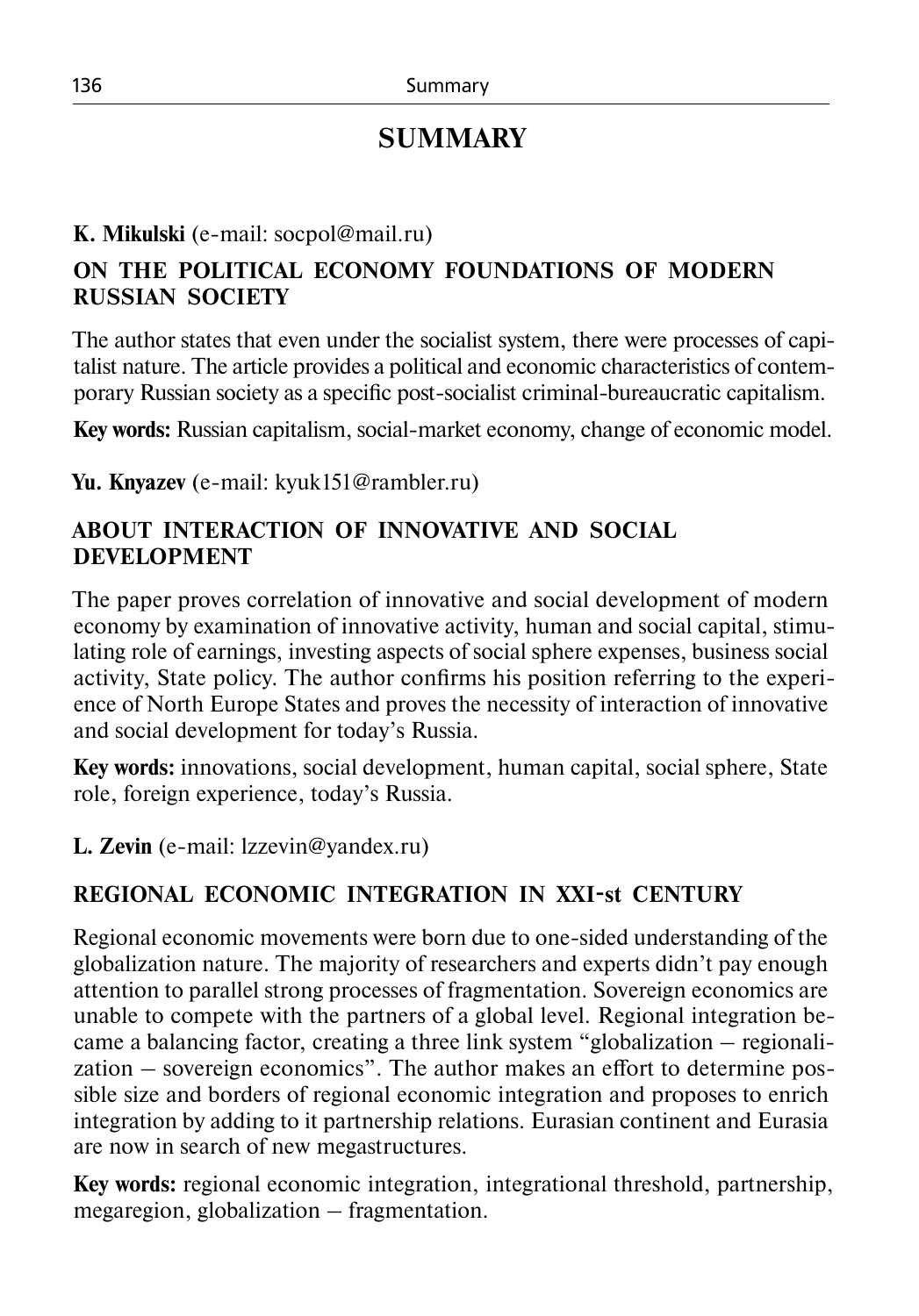# SUMMARY

**K. Mikulski** (e-mail: socpol@mail.ru)

## ON THE POLITICAL ECONOMY FOUNDATIONS OF MODERN RUSSIAN SOCIETY

The author states that even under the socialist system, there were processes of capitalist nature. The article provides a political and economic characteristics of contemporary Russian society as a specific post-socialist criminal-bureaucratic capitalism.

**Key words:** Russian capitalism, social-market economy, change of economic model.

**Yu. Knyazev** (e-mail: kyuk151@rambler.ru)

## ABOUT INTERACTION OF INNOVATIVE AND SOCIAL DEVELOPMENT

The paper proves correlation of innovative and social development of modern economy by examination of innovative activity, human and social capital, stimulating role of earnings, investing aspects of social sphere expenses, business social activity, State policy. The author confirms his position referring to the experience of North Europe States and proves the necessity of interaction of innovative and social development for today's Russia.

**Key words:** innovations, social development, human capital, social sphere, State role, foreign experience, today's Russia.

**L. Zevin** (e-mail: lzzevin@yandex.ru)

## REGIONAL ECONOMIC INTEGRATION IN XXI-st CENTURY

Regional economic movements were born due to one-sided understanding of the globalization nature. The majority of researchers and experts didn't pay enough attention to parallel strong processes of fragmentation. Sovereign economics are unable to compete with the partners of a global level. Regional integration became a balancing factor, creating a three link system "globalization – regionalization – sovereign economics". The author makes an effort to determine possible size and borders of regional economic integration and proposes to enrich integration by adding to it partnership relations. Eurasian continent and Eurasia are now in search of new megastructures.

**Key words:** regional economic integration, integrational threshold, partnership, megaregion, globalization – fragmentation.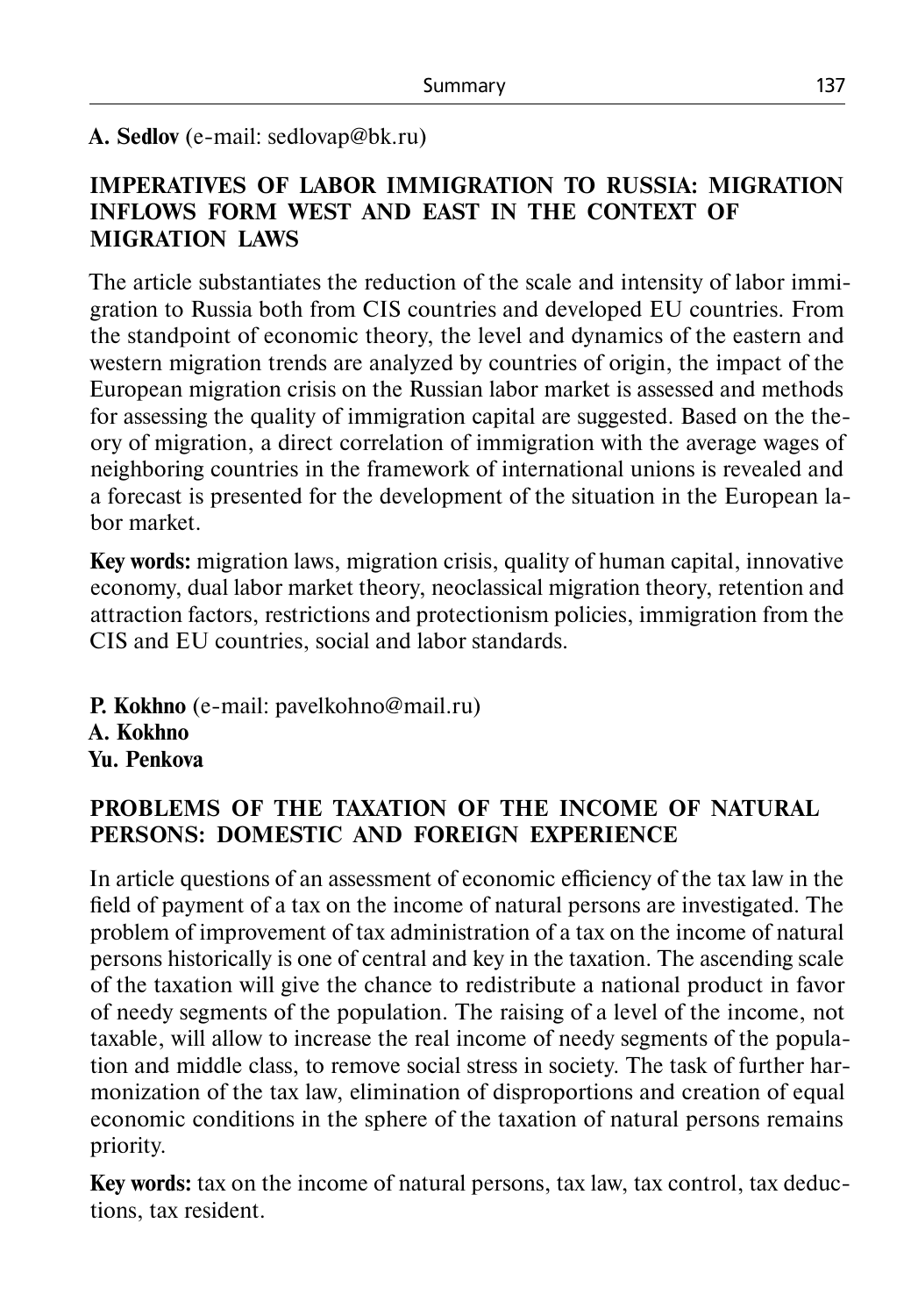**A. Sedlov** (e-mail: sedlovap@bk.ru)

## IMPERATIVES OF LABOR IMMIGRATION TO RUSSIA: MIGRATION INFLOWS FORM WEST AND EAST IN THE CONTEXT OF MIGRATION LAWS

The article substantiates the reduction of the scale and intensity of labor immigration to Russia both from CIS countries and developed EU countries. From the standpoint of economic theory, the level and dynamics of the eastern and western migration trends are analyzed by countries of origin, the impact of the European migration crisis on the Russian labor market is assessed and methods for assessing the quality of immigration capital are suggested. Based on the theory of migration, a direct correlation of immigration with the average wages of neighboring countries in the framework of international unions is revealed and a forecast is presented for the development of the situation in the European labor market.

**Key words:** migration laws, migration crisis, quality of human capital, innovative economy, dual labor market theory, neoclassical migration theory, retention and attraction factors, restrictions and protectionism policies, immigration from the CIS and EU countries, social and labor standards.

**P. Kokhno** (e-mail: pavelkohno@mail.ru)
**A. Kokhno**
**Yu. Penkova**

## PROBLEMS OF THE TAXATION OF THE INCOME OF NATURAL PERSONS: DOMESTIC AND FOREIGN EXPERIENCE

In article questions of an assessment of economic efficiency of the tax law in the field of payment of a tax on the income of natural persons are investigated. The problem of improvement of tax administration of a tax on the income of natural persons historically is one of central and key in the taxation. The ascending scale of the taxation will give the chance to redistribute a national product in favor of needy segments of the population. The raising of a level of the income, not taxable, will allow to increase the real income of needy segments of the population and middle class, to remove social stress in society. The task of further harmonization of the tax law, elimination of disproportions and creation of equal economic conditions in the sphere of the taxation of natural persons remains priority.

**Key words:** tax on the income of natural persons, tax law, tax control, tax deductions, tax resident.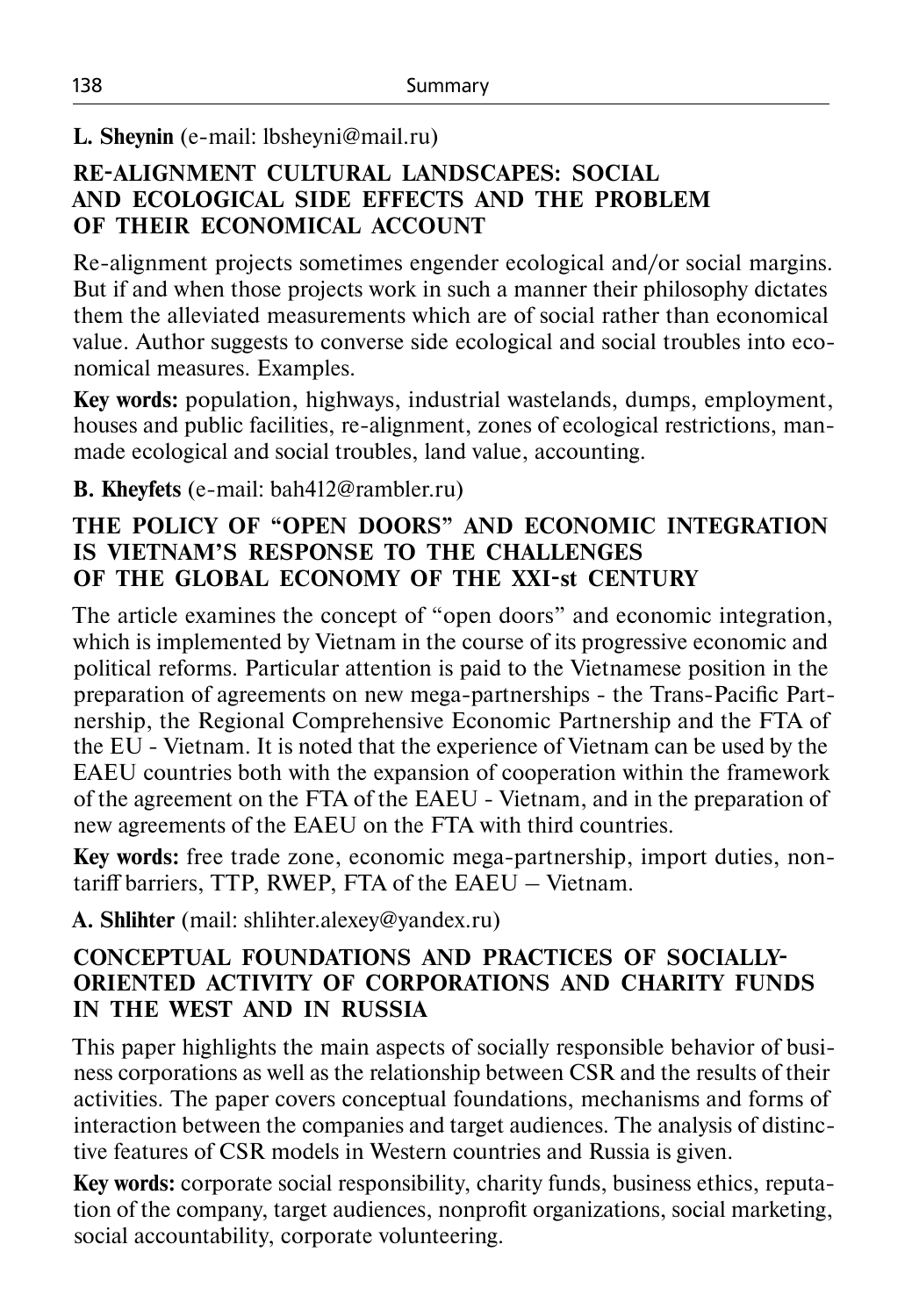**L. Sheynin** (e-mail: lbsheyni@mail.ru)

## RE-ALIGNMENT CULTURAL LANDSCAPES: SOCIAL AND ECOLOGICAL SIDE EFFECTS AND THE PROBLEM OF THEIR ECONOMICAL ACCOUNT

Re-alignment projects sometimes engender ecological and/or social margins. But if and when those projects work in such a manner their philosophy dictates them the alleviated measurements which are of social rather than economical value. Author suggests to converse side ecological and social troubles into economical measures. Examples.

**Key words:** population, highways, industrial wastelands, dumps, employment, houses and public facilities, re-alignment, zones of ecological restrictions, man-made ecological and social troubles, land value, accounting.

**B. Kheyfets** (e-mail: bah412@rambler.ru)

## THE POLICY OF "OPEN DOORS" AND ECONOMIC INTEGRATION IS VIETNAM'S RESPONSE TO THE CHALLENGES OF THE GLOBAL ECONOMY OF THE XXI-st CENTURY

The article examines the concept of "open doors" and economic integration, which is implemented by Vietnam in the course of its progressive economic and political reforms. Particular attention is paid to the Vietnamese position in the preparation of agreements on new mega-partnerships - the Trans-Pacific Partnership, the Regional Comprehensive Economic Partnership and the FTA of the EU - Vietnam. It is noted that the experience of Vietnam can be used by the EAEU countries both with the expansion of cooperation within the framework of the agreement on the FTA of the EAEU - Vietnam, and in the preparation of new agreements of the EAEU on the FTA with third countries.

**Key words:** free trade zone, economic mega-partnership, import duties, non-tariff barriers, TTP, RWEP, FTA of the EAEU – Vietnam.

**A. Shlihter** (mail: shlihter.alexey@yandex.ru)

## CONCEPTUAL FOUNDATIONS AND PRACTICES OF SOCIALLY-ORIENTED ACTIVITY OF CORPORATIONS AND CHARITY FUNDS IN THE WEST AND IN RUSSIA

This paper highlights the main aspects of socially responsible behavior of business corporations as well as the relationship between CSR and the results of their activities. The paper covers conceptual foundations, mechanisms and forms of interaction between the companies and target audiences. The analysis of distinctive features of CSR models in Western countries and Russia is given.

**Key words:** corporate social responsibility, charity funds, business ethics, reputation of the company, target audiences, nonprofit organizations, social marketing, social accountability, corporate volunteering.